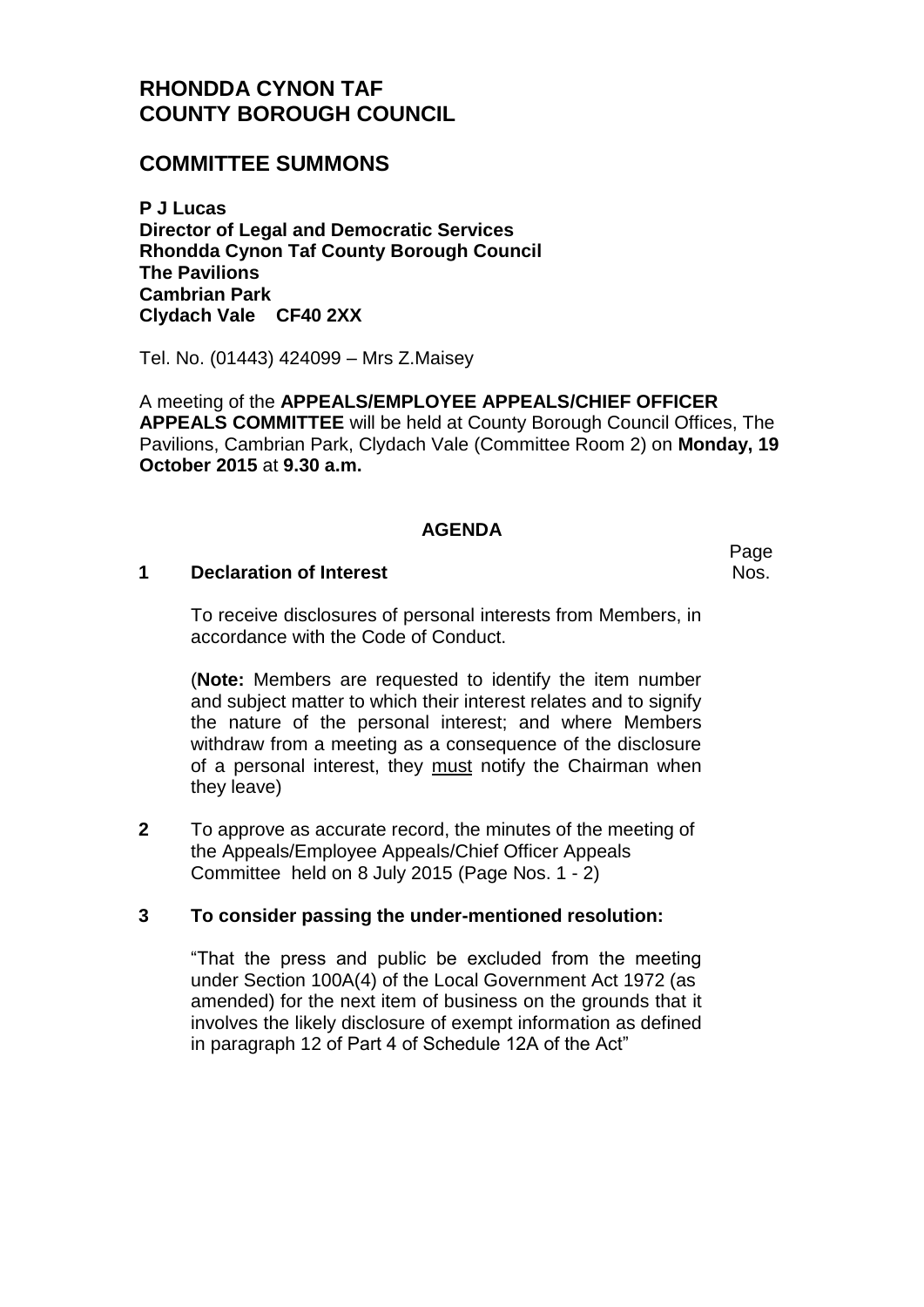# RHONDDA CYNON TAF COUNTY BOROUGH COUNCIL

## COMMITTEE SUMMONS

**P J Lucas**
**Director of Legal and Democratic Services**
**Rhondda Cynon Taf County Borough Council**
**The Pavilions**
**Cambrian Park**
**Clydach Vale CF40 2XX**

Tel. No. (01443) 424099 – Mrs Z.Maisey

A meeting of the **APPEALS/EMPLOYEE APPEALS/CHIEF OFFICER APPEALS COMMITTEE** will be held at County Borough Council Offices, The Pavilions, Cambrian Park, Clydach Vale (Committee Room 2) on **Monday, 19 October 2015** at **9.30 a.m.**

### AGENDA

Page Nos.

**1 Declaration of Interest**

To receive disclosures of personal interests from Members, in accordance with the Code of Conduct.

(**Note:** Members are requested to identify the item number and subject matter to which their interest relates and to signify the nature of the personal interest; and where Members withdraw from a meeting as a consequence of the disclosure of a personal interest, they must notify the Chairman when they leave)

**2** To approve as accurate record, the minutes of the meeting of the Appeals/Employee Appeals/Chief Officer Appeals Committee held on 8 July 2015 (Page Nos. 1 - 2)

**3 To consider passing the under-mentioned resolution:**

"That the press and public be excluded from the meeting under Section 100A(4) of the Local Government Act 1972 (as amended) for the next item of business on the grounds that it involves the likely disclosure of exempt information as defined in paragraph 12 of Part 4 of Schedule 12A of the Act"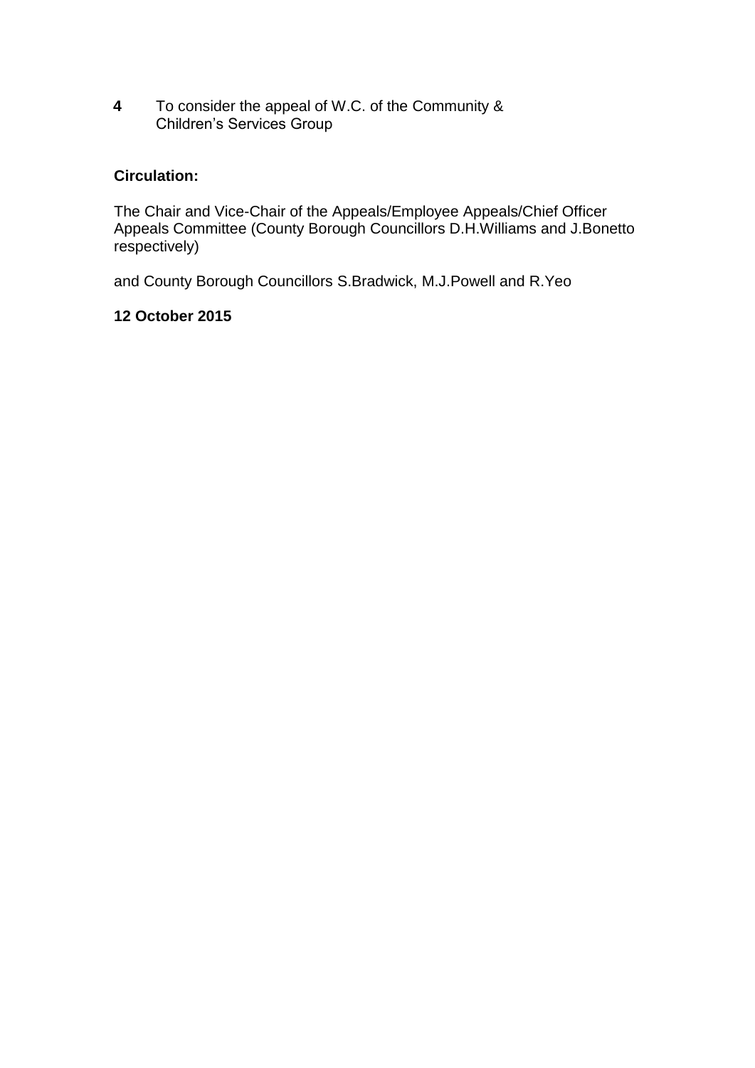**4** To consider the appeal of W.C. of the Community & Children's Services Group

**Circulation:**

The Chair and Vice-Chair of the Appeals/Employee Appeals/Chief Officer Appeals Committee (County Borough Councillors D.H.Williams and J.Bonetto respectively)

and County Borough Councillors S.Bradwick, M.J.Powell and R.Yeo

**12 October 2015**